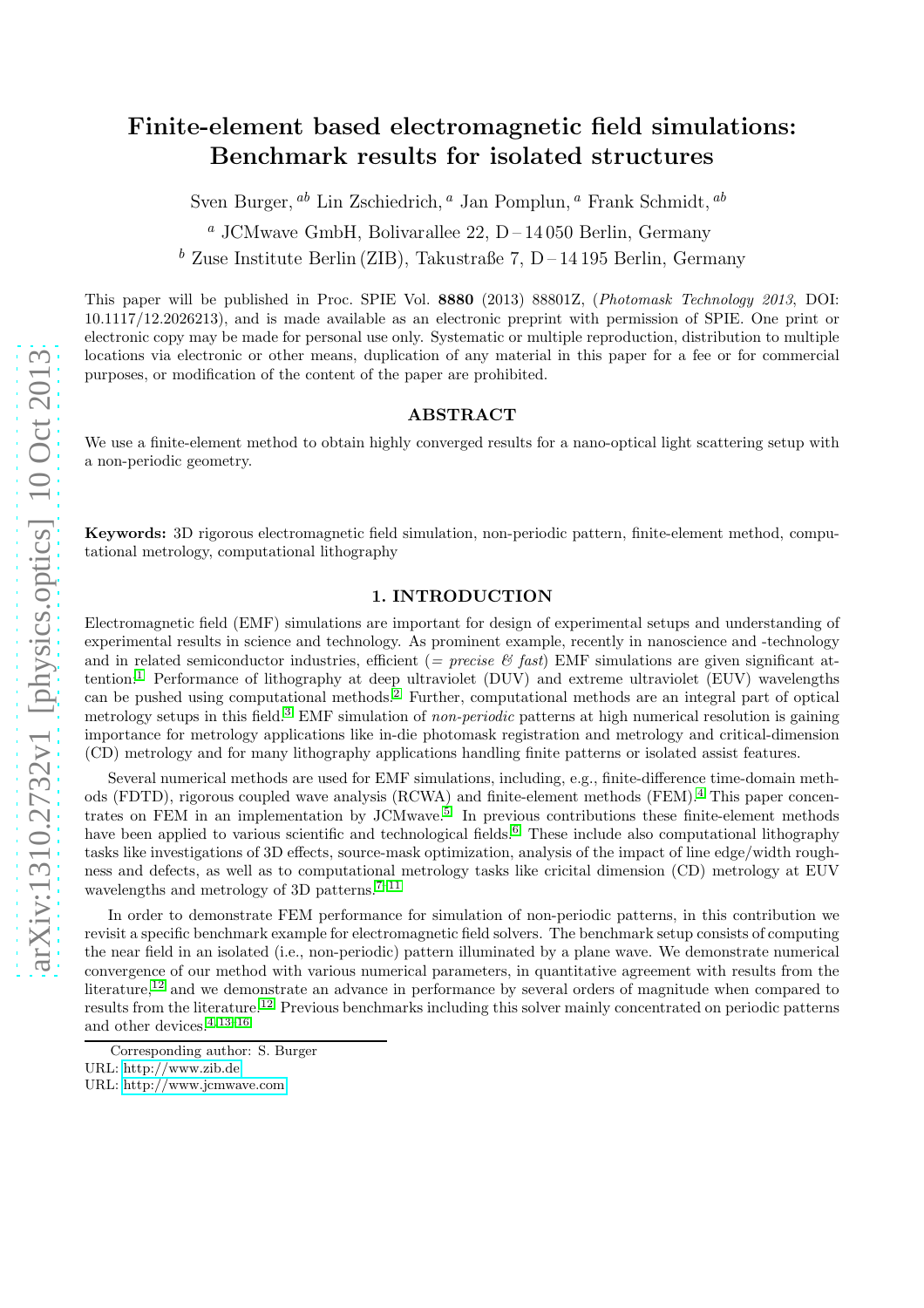# Finite-element based electromagnetic field simulations: Benchmark results for isolated structures

Sven Burger, [ab] Lin Zschiedrich, [a] Jan Pomplun, [a] Frank Schmidt, [ab]

[a] JCMwave GmbH, Bolivarallee 22, D – 14 050 Berlin, Germany

[b] Zuse Institute Berlin (ZIB), Takustraße 7, D – 14 195 Berlin, Germany

This paper will be published in Proc. SPIE Vol. **8880** (2013) 88801Z, (*Photomask Technology 2013*, DOI: 10.1117/12.2026213), and is made available as an electronic preprint with permission of SPIE. One print or electronic copy may be made for personal use only. Systematic or multiple reproduction, distribution to multiple locations via electronic or other means, duplication of any material in this paper for a fee or for commercial purposes, or modification of the content of the paper are prohibited.

## ABSTRACT

We use a finite-element method to obtain highly converged results for a nano-optical light scattering setup with a non-periodic geometry.

**Keywords:** 3D rigorous electromagnetic field simulation, non-periodic pattern, finite-element method, computational metrology, computational lithography

## 1. INTRODUCTION

Electromagnetic field (EMF) simulations are important for design of experimental setups and understanding of experimental results in science and technology. As prominent example, recently in nanoscience and -technology and in related semiconductor industries, efficient (= *precise & fast*) EMF simulations are given significant attention.[1] Performance of lithography at deep ultraviolet (DUV) and extreme ultraviolet (EUV) wavelengths can be pushed using computational methods.[2] Further, computational methods are an integral part of optical metrology setups in this field.[3] EMF simulation of *non-periodic* patterns at high numerical resolution is gaining importance for metrology applications like in-die photomask registration and metrology and critical-dimension (CD) metrology and for many lithography applications handling finite patterns or isolated assist features.

Several numerical methods are used for EMF simulations, including, e.g., finite-difference time-domain methods (FDTD), rigorous coupled wave analysis (RCWA) and finite-element methods (FEM).[4] This paper concentrates on FEM in an implementation by JCMwave.[5] In previous contributions these finite-element methods have been applied to various scientific and technological fields.[6] These include also computational lithography tasks like investigations of 3D effects, source-mask optimization, analysis of the impact of line edge/width roughness and defects, as well as to computational metrology tasks like cricital dimension (CD) metrology at EUV wavelengths and metrology of 3D patterns.[7–11]

In order to demonstrate FEM performance for simulation of non-periodic patterns, in this contribution we revisit a specific benchmark example for electromagnetic field solvers. The benchmark setup consists of computing the near field in an isolated (i.e., non-periodic) pattern illuminated by a plane wave. We demonstrate numerical convergence of our method with various numerical parameters, in quantitative agreement with results from the literature,[12] and we demonstrate an advance in performance by several orders of magnitude when compared to results from the literature.[12] Previous benchmarks including this solver mainly concentrated on periodic patterns and other devices.[4,13–16]

Corresponding author: S. Burger
URL: http://www.zib.de
URL: http://www.jcmwave.com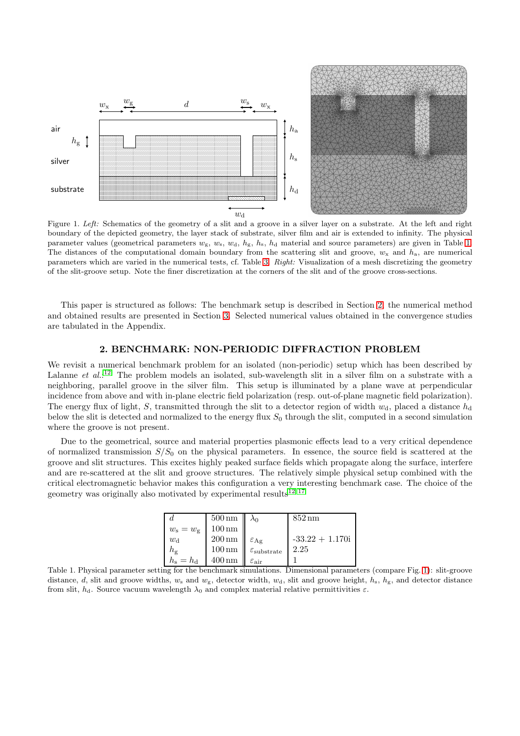Figure 1. *Left:* Schematics of the geometry of a slit and a groove in a silver layer on a substrate. At the left and right boundary of the depicted geometry, the layer stack of substrate, silver film and air is extended to infinity. The physical parameter values (geometrical parameters $w_g$, $w_s$, $w_d$, $h_g$, $h_s$, $h_d$ material and source parameters) are given in Table 1. The distances of the computational domain boundary from the scattering slit and groove, $w_x$ and $h_a$, are numerical parameters which are varied in the numerical tests, cf. Table 3. *Right:* Visualization of a mesh discretizing the geometry of the slit-groove setup. Note the finer discretization at the corners of the slit and of the groove cross-sections.

This paper is structured as follows: The benchmark setup is described in Section 2, the numerical method and obtained results are presented in Section 3. Selected numerical values obtained in the convergence studies are tabulated in the Appendix.

## 2. BENCHMARK: NON-PERIODIC DIFFRACTION PROBLEM

We revisit a numerical benchmark problem for an isolated (non-periodic) setup which has been described by Lalanne *et al.*.[12] The problem models an isolated, sub-wavelength slit in a silver film on a substrate with a neighboring, parallel groove in the silver film. This setup is illuminated by a plane wave at perpendicular incidence from above and with in-plane electric field polarization (resp. out-of-plane magnetic field polarization). The energy flux of light, $S$, transmitted through the slit to a detector region of width $w_d$, placed a distance $h_d$ below the slit is detected and normalized to the energy flux $S_0$ through the slit, computed in a second simulation where the groove is not present.

Due to the geometrical, source and material properties plasmonic effects lead to a very critical dependence of normalized transmission $S/S_0$ on the physical parameters. In essence, the source field is scattered at the groove and slit structures. This excites highly peaked surface fields which propagate along the surface, interfere and are re-scattered at the slit and groove structures. The relatively simple physical setup combined with the critical electromagnetic behavior makes this configuration a very interesting benchmark case. The choice of the geometry was originally also motivated by experimental results.[12,17]

| | | | |
|---|---|---|---|
| $d$ | 500 nm | $\lambda_0$ | 852 nm |
| $w_s = w_g$ | 100 nm | | |
| $w_d$ | 200 nm | $\varepsilon_{Ag}$ | -33.22 + 1.170i |
| $h_g$ | 100 nm | $\varepsilon_{substrate}$ | 2.25 |
| $h_s = h_d$ | 400 nm | $\varepsilon_{air}$ | 1 |

Table 1. Physical parameter setting for the benchmark simulations. Dimensional parameters (compare Fig. 1): slit-groove distance, $d$, slit and groove widths, $w_s$ and $w_g$, detector width, $w_d$, slit and groove height, $h_s$, $h_g$, and detector distance from slit, $h_d$. Source vacuum wavelength $\lambda_0$ and complex material relative permittivities $\varepsilon$.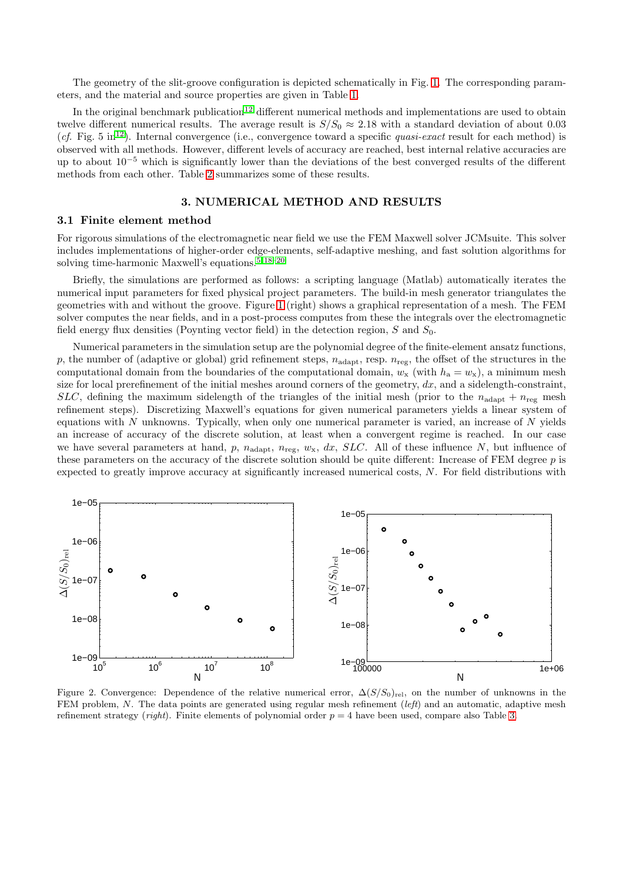The geometry of the slit-groove configuration is depicted schematically in Fig. 1. The corresponding parameters, and the material and source properties are given in Table 1.

In the original benchmark publication[12] different numerical methods and implementations are used to obtain twelve different numerical results. The average result is $S/S_0 \approx 2.18$ with a standard deviation of about 0.03 (*cf.* Fig. 5 in[12]). Internal convergence (i.e., convergence toward a specific *quasi-exact* result for each method) is observed with all methods. However, different levels of accuracy are reached, best internal relative accuracies are up to about $10^{-5}$ which is significantly lower than the deviations of the best converged results of the different methods from each other. Table 2 summarizes some of these results.

## 3. NUMERICAL METHOD AND RESULTS

### 3.1 Finite element method

For rigorous simulations of the electromagnetic near field we use the FEM Maxwell solver JCMsuite. This solver includes implementations of higher-order edge-elements, self-adaptive meshing, and fast solution algorithms for solving time-harmonic Maxwell's equations.[5,18–20]

Briefly, the simulations are performed as follows: a scripting language (Matlab) automatically iterates the numerical input parameters for fixed physical project parameters. The build-in mesh generator triangulates the geometries with and without the groove. Figure 1 (right) shows a graphical representation of a mesh. The FEM solver computes the near fields, and in a post-process computes from these the integrals over the electromagnetic field energy flux densities (Poynting vector field) in the detection region, $S$ and $S_0$.

Numerical parameters in the simulation setup are the polynomial degree of the finite-element ansatz functions, $p$, the number of (adaptive or global) grid refinement steps, $n_{\mathrm{adapt}}$, resp. $n_{\mathrm{reg}}$, the offset of the structures in the computational domain from the boundaries of the computational domain, $w_{\mathrm{x}}$ (with $h_{\mathrm{a}} = w_{\mathrm{x}}$), a minimum mesh size for local prerefinement of the initial meshes around corners of the geometry, $dx$, and a sidelength-constraint, $SLC$, defining the maximum sidelength of the triangles of the initial mesh (prior to the $n_{\mathrm{adapt}} + n_{\mathrm{reg}}$ mesh refinement steps). Discretizing Maxwell's equations for given numerical parameters yields a linear system of equations with $N$ unknowns. Typically, when only one numerical parameter is varied, an increase of $N$ yields an increase of accuracy of the discrete solution, at least when a convergent regime is reached. In our case we have several parameters at hand, $p$, $n_{\mathrm{adapt}}$, $n_{\mathrm{reg}}$, $w_{\mathrm{x}}$, $dx$, $SLC$. All of these influence $N$, but influence of these parameters on the accuracy of the discrete solution should be quite different: Increase of FEM degree $p$ is expected to greatly improve accuracy at significantly increased numerical costs, $N$. For field distributions with

Figure 2. Convergence: Dependence of the relative numerical error, $\Delta(S/S_0)_{\mathrm{rel}}$, on the number of unknowns in the FEM problem, $N$. The data points are generated using regular mesh refinement (*left*) and an automatic, adaptive mesh refinement strategy (*right*). Finite elements of polynomial order $p = 4$ have been used, compare also Table 3.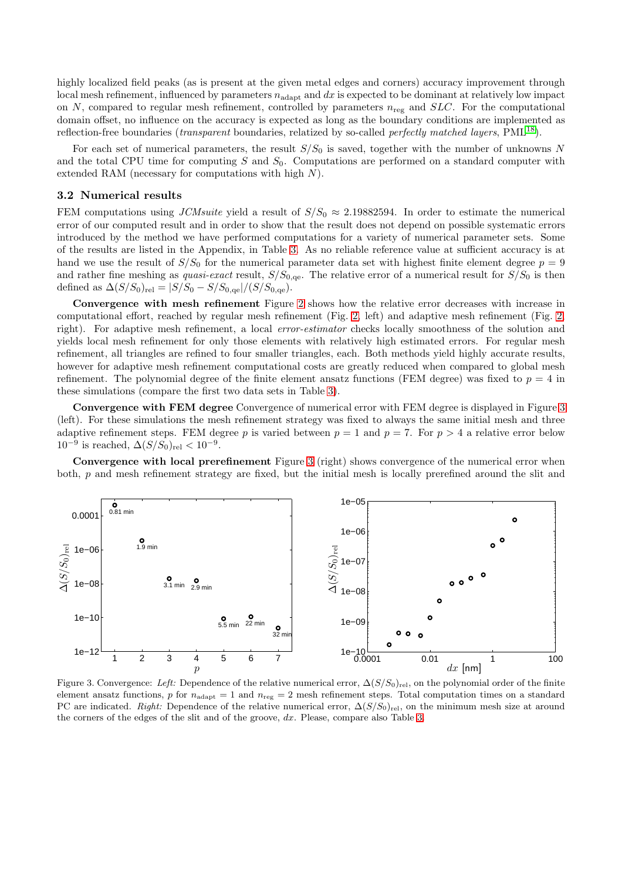highly localized field peaks (as is present at the given metal edges and corners) accuracy improvement through local mesh refinement, influenced by parameters $n_{\text{adapt}}$ and $dx$ is expected to be dominant at relatively low impact on $N$, compared to regular mesh refinement, controlled by parameters $n_{\text{reg}}$ and $SLC$. For the computational domain offset, no influence on the accuracy is expected as long as the boundary conditions are implemented as reflection-free boundaries (*transparent* boundaries, realized by so-called *perfectly matched layers*, PML[18]).

For each set of numerical parameters, the result $S/S_0$ is saved, together with the number of unknowns $N$ and the total CPU time for computing $S$ and $S_0$. Computations are performed on a standard computer with extended RAM (necessary for computations with high $N$).

### 3.2 Numerical results

FEM computations using *JCMsuite* yield a result of $S/S_0 \approx 2.19882594$. In order to estimate the numerical error of our computed result and in order to show that the result does not depend on possible systematic errors introduced by the method we have performed computations for a variety of numerical parameter sets. Some of the results are listed in the Appendix, in Table 3. As no reliable reference value at sufficient accuracy is at hand we use the result of $S/S_0$ for the numerical parameter data set with highest finite element degree $p = 9$ and rather fine meshing as *quasi-exact* result, $S/S_{0,\text{qe}}$. The relative error of a numerical result for $S/S_0$ is then defined as $\Delta(S/S_0)_{\text{rel}} = |S/S_0 - S/S_{0,\text{qe}}|/(S/S_{0,\text{qe}})$.

**Convergence with mesh refinement** Figure 2 shows how the relative error decreases with increase in computational effort, reached by regular mesh refinement (Fig. 2, left) and adaptive mesh refinement (Fig. 2, right). For adaptive mesh refinement, a local *error-estimator* checks locally smoothness of the solution and yields local mesh refinement for only those elements with relatively high estimated errors. For regular mesh refinement, all triangles are refined to four smaller triangles, each. Both methods yield highly accurate results, however for adaptive mesh refinement computational costs are greatly reduced when compared to global mesh refinement. The polynomial degree of the finite element ansatz functions (FEM degree) was fixed to $p = 4$ in these simulations (compare the first two data sets in Table 3).

**Convergence with FEM degree** Convergence of numerical error with FEM degree is displayed in Figure 3 (left). For these simulations the mesh refinement strategy was fixed to always the same initial mesh and three adaptive refinement steps. FEM degree $p$ is varied between $p = 1$ and $p = 7$. For $p > 4$ a relative error below $10^{-9}$ is reached, $\Delta(S/S_0)_{\text{rel}} < 10^{-9}$.

**Convergence with local prerefinement** Figure 3 (right) shows convergence of the numerical error when both, $p$ and mesh refinement strategy are fixed, but the initial mesh is locally prerefined around the slit and

Figure 3. Convergence: *Left:* Dependence of the relative numerical error, $\Delta(S/S_0)_{\text{rel}}$, on the polynomial order of the finite element ansatz functions, $p$ for $n_{\text{adapt}} = 1$ and $n_{\text{reg}} = 2$ mesh refinement steps. Total computation times on a standard PC are indicated. *Right:* Dependence of the relative numerical error, $\Delta(S/S_0)_{\text{rel}}$, on the minimum mesh size at around the corners of the edges of the slit and of the groove, $dx$. Please, compare also Table 3.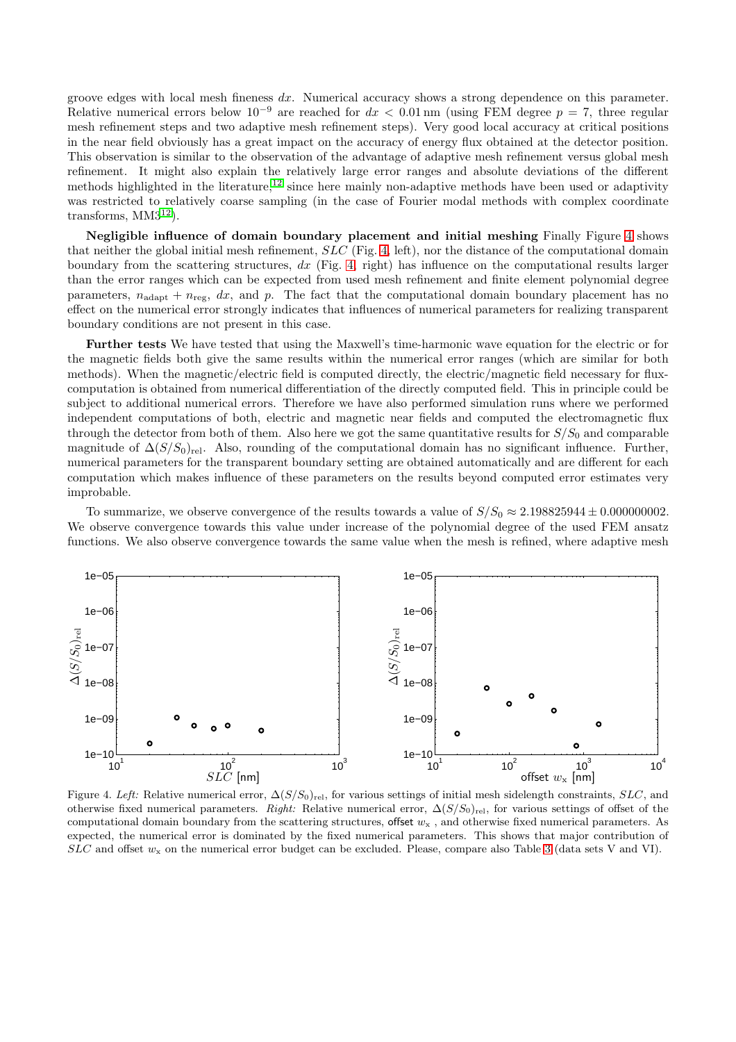groove edges with local mesh fineness $dx$. Numerical accuracy shows a strong dependence on this parameter. Relative numerical errors below $10^{-9}$ are reached for $dx < 0.01\,\mathrm{nm}$ (using FEM degree $p = 7$, three regular mesh refinement steps and two adaptive mesh refinement steps). Very good local accuracy at critical positions in the near field obviously has a great impact on the accuracy of energy flux obtained at the detector position. This observation is similar to the observation of the advantage of adaptive mesh refinement versus global mesh refinement. It might also explain the relatively large error ranges and absolute deviations of the different methods highlighted in the literature,[12] since here mainly non-adaptive methods have been used or adaptivity was restricted to relatively coarse sampling (in the case of Fourier modal methods with complex coordinate transforms, MM3[12]).

**Negligible influence of domain boundary placement and initial meshing** Finally Figure 4 shows that neither the global initial mesh refinement, $SLC$ (Fig. 4, left), nor the distance of the computational domain boundary from the scattering structures, $dx$ (Fig. 4, right) has influence on the computational results larger than the error ranges which can be expected from used mesh refinement and finite element polynomial degree parameters, $n_{\mathrm{adapt}} + n_{\mathrm{reg}}$, $dx$, and $p$. The fact that the computational domain boundary placement has no effect on the numerical error strongly indicates that influences of numerical parameters for realizing transparent boundary conditions are not present in this case.

**Further tests** We have tested that using the Maxwell's time-harmonic wave equation for the electric or for the magnetic fields both give the same results within the numerical error ranges (which are similar for both methods). When the magnetic/electric field is computed directly, the electric/magnetic field necessary for flux-computation is obtained from numerical differentiation of the directly computed field. This in principle could be subject to additional numerical errors. Therefore we have also performed simulation runs where we performed independent computations of both, electric and magnetic near fields and computed the electromagnetic flux through the detector from both of them. Also here we got the same quantitative results for $S/S_0$ and comparable magnitude of $\Delta(S/S_0)_{\mathrm{rel}}$. Also, rounding of the computational domain has no significant influence. Further, numerical parameters for the transparent boundary setting are obtained automatically and are different for each computation which makes influence of these parameters on the results beyond computed error estimates very improbable.

To summarize, we observe convergence of the results towards a value of $S/S_0 \approx 2.198825944 \pm 0.000000002$. We observe convergence towards this value under increase of the polynomial degree of the used FEM ansatz functions. We also observe convergence towards the same value when the mesh is refined, where adaptive mesh

Figure 4. *Left:* Relative numerical error, $\Delta(S/S_0)_{\mathrm{rel}}$, for various settings of initial mesh sidelength constraints, $SLC$, and otherwise fixed numerical parameters. *Right:* Relative numerical error, $\Delta(S/S_0)_{\mathrm{rel}}$, for various settings of offset of the computational domain boundary from the scattering structures, offset $w_{\mathrm{x}}$ , and otherwise fixed numerical parameters. As expected, the numerical error is dominated by the fixed numerical parameters. This shows that major contribution of $SLC$ and offset $w_{\mathrm{x}}$ on the numerical error budget can be excluded. Please, compare also Table 3 (data sets V and VI).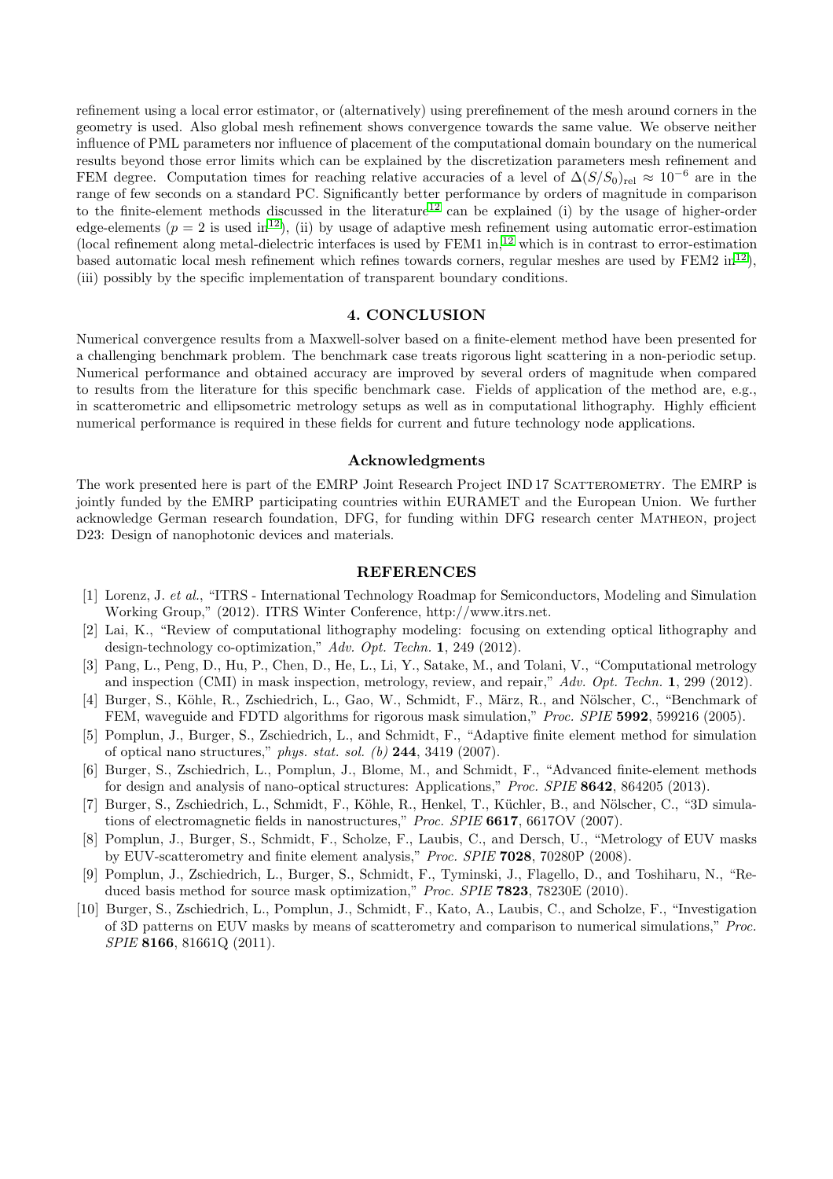refinement using a local error estimator, or (alternatively) using prerefinement of the mesh around corners in the geometry is used. Also global mesh refinement shows convergence towards the same value. We observe neither influence of PML parameters nor influence of placement of the computational domain boundary on the numerical results beyond those error limits which can be explained by the discretization parameters mesh refinement and FEM degree. Computation times for reaching relative accuracies of a level of $\Delta(S/S_0)_{\mathrm{rel}} \approx 10^{-6}$ are in the range of few seconds on a standard PC. Significantly better performance by orders of magnitude in comparison to the finite-element methods discussed in the literature[12] can be explained (i) by the usage of higher-order edge-elements ($p = 2$ is used in[12]), (ii) by usage of adaptive mesh refinement using automatic error-estimation (local refinement along metal-dielectric interfaces is used by FEM1 in,[12] which is in contrast to error-estimation based automatic local mesh refinement which refines towards corners, regular meshes are used by FEM2 in[12]), (iii) possibly by the specific implementation of transparent boundary conditions.

## 4. CONCLUSION

Numerical convergence results from a Maxwell-solver based on a finite-element method have been presented for a challenging benchmark problem. The benchmark case treats rigorous light scattering in a non-periodic setup. Numerical performance and obtained accuracy are improved by several orders of magnitude when compared to results from the literature for this specific benchmark case. Fields of application of the method are, e.g., in scatterometric and ellipsometric metrology setups as well as in computational lithography. Highly efficient numerical performance is required in these fields for current and future technology node applications.

### Acknowledgments

The work presented here is part of the EMRP Joint Research Project IND 17 Scatterometry. The EMRP is jointly funded by the EMRP participating countries within EURAMET and the European Union. We further acknowledge German research foundation, DFG, for funding within DFG research center Matheon, project D23: Design of nanophotonic devices and materials.

## REFERENCES

[1] Lorenz, J. *et al.*, "ITRS - International Technology Roadmap for Semiconductors, Modeling and Simulation Working Group," (2012). ITRS Winter Conference, http://www.itrs.net.

[2] Lai, K., "Review of computational lithography modeling: focusing on extending optical lithography and design-technology co-optimization," *Adv. Opt. Techn.* **1**, 249 (2012).

[3] Pang, L., Peng, D., Hu, P., Chen, D., He, L., Li, Y., Satake, M., and Tolani, V., "Computational metrology and inspection (CMI) in mask inspection, metrology, review, and repair," *Adv. Opt. Techn.* **1**, 299 (2012).

[4] Burger, S., Köhle, R., Zschiedrich, L., Gao, W., Schmidt, F., März, R., and Nölscher, C., "Benchmark of FEM, waveguide and FDTD algorithms for rigorous mask simulation," *Proc. SPIE* **5992**, 599216 (2005).

[5] Pomplun, J., Burger, S., Zschiedrich, L., and Schmidt, F., "Adaptive finite element method for simulation of optical nano structures," *phys. stat. sol. (b)* **244**, 3419 (2007).

[6] Burger, S., Zschiedrich, L., Pomplun, J., Blome, M., and Schmidt, F., "Advanced finite-element methods for design and analysis of nano-optical structures: Applications," *Proc. SPIE* **8642**, 864205 (2013).

[7] Burger, S., Zschiedrich, L., Schmidt, F., Köhle, R., Henkel, T., Küchler, B., and Nölscher, C., "3D simulations of electromagnetic fields in nanostructures," *Proc. SPIE* **6617**, 6617OV (2007).

[8] Pomplun, J., Burger, S., Schmidt, F., Scholze, F., Laubis, C., and Dersch, U., "Metrology of EUV masks by EUV-scatterometry and finite element analysis," *Proc. SPIE* **7028**, 70280P (2008).

[9] Pomplun, J., Zschiedrich, L., Burger, S., Schmidt, F., Tyminski, J., Flagello, D., and Toshiharu, N., "Reduced basis method for source mask optimization," *Proc. SPIE* **7823**, 78230E (2010).

[10] Burger, S., Zschiedrich, L., Pomplun, J., Schmidt, F., Kato, A., Laubis, C., and Scholze, F., "Investigation of 3D patterns on EUV masks by means of scatterometry and comparison to numerical simulations," *Proc. SPIE* **8166**, 81661Q (2011).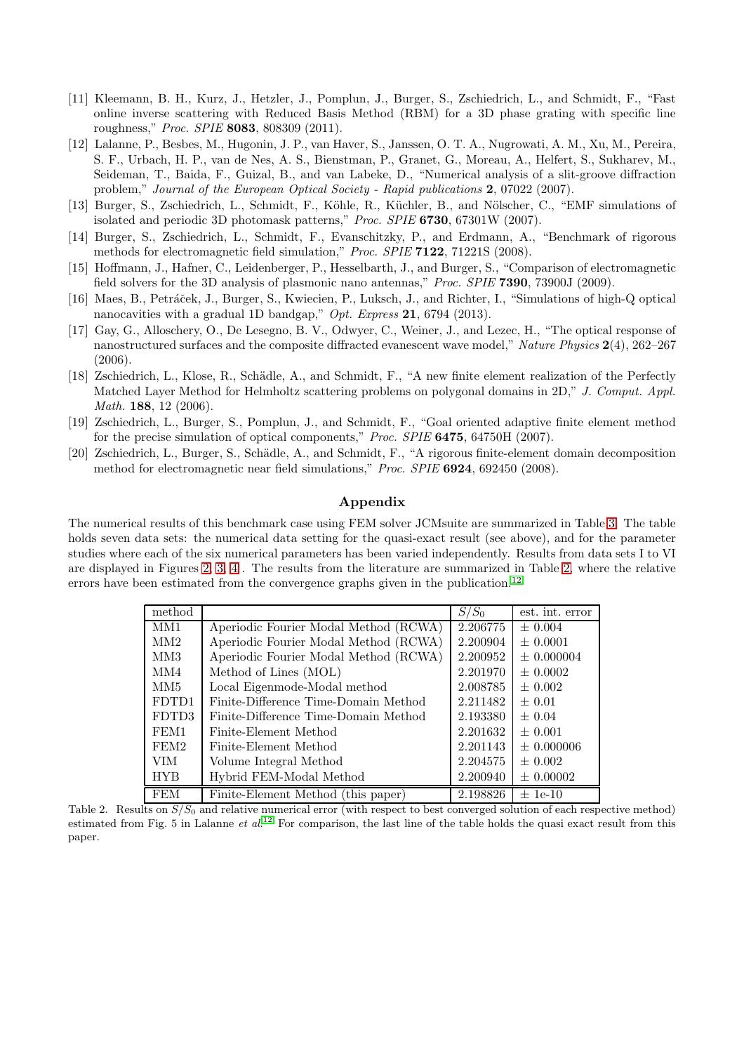[11] Kleemann, B. H., Kurz, J., Hetzler, J., Pomplun, J., Burger, S., Zschiedrich, L., and Schmidt, F., "Fast online inverse scattering with Reduced Basis Method (RBM) for a 3D phase grating with specific line roughness," *Proc. SPIE* **8083**, 808309 (2011).

[12] Lalanne, P., Besbes, M., Hugonin, J. P., van Haver, S., Janssen, O. T. A., Nugrowati, A. M., Xu, M., Pereira, S. F., Urbach, H. P., van de Nes, A. S., Bienstman, P., Granet, G., Moreau, A., Helfert, S., Sukharev, M., Seideman, T., Baida, F., Guizal, B., and van Labeke, D., "Numerical analysis of a slit-groove diffraction problem," *Journal of the European Optical Society - Rapid publications* **2**, 07022 (2007).

[13] Burger, S., Zschiedrich, L., Schmidt, F., Köhle, R., Küchler, B., and Nölscher, C., "EMF simulations of isolated and periodic 3D photomask patterns," *Proc. SPIE* **6730**, 67301W (2007).

[14] Burger, S., Zschiedrich, L., Schmidt, F., Evanschitzky, P., and Erdmann, A., "Benchmark of rigorous methods for electromagnetic field simulation," *Proc. SPIE* **7122**, 71221S (2008).

[15] Hoffmann, J., Hafner, C., Leidenberger, P., Hesselbarth, J., and Burger, S., "Comparison of electromagnetic field solvers for the 3D analysis of plasmonic nano antennas," *Proc. SPIE* **7390**, 73900J (2009).

[16] Maes, B., Petráček, J., Burger, S., Kwiecien, P., Luksch, J., and Richter, I., "Simulations of high-Q optical nanocavities with a gradual 1D bandgap," *Opt. Express* **21**, 6794 (2013).

[17] Gay, G., Alloschery, O., De Lesegno, B. V., Odwyer, C., Weiner, J., and Lezec, H., "The optical response of nanostructured surfaces and the composite diffracted evanescent wave model," *Nature Physics* **2**(4), 262–267 (2006).

[18] Zschiedrich, L., Klose, R., Schädle, A., and Schmidt, F., "A new finite element realization of the Perfectly Matched Layer Method for Helmholtz scattering problems on polygonal domains in 2D," *J. Comput. Appl. Math.* **188**, 12 (2006).

[19] Zschiedrich, L., Burger, S., Pomplun, J., and Schmidt, F., "Goal oriented adaptive finite element method for the precise simulation of optical components," *Proc. SPIE* **6475**, 64750H (2007).

[20] Zschiedrich, L., Burger, S., Schädle, A., and Schmidt, F., "A rigorous finite-element domain decomposition method for electromagnetic near field simulations," *Proc. SPIE* **6924**, 692450 (2008).

## Appendix

The numerical results of this benchmark case using FEM solver JCMsuite are summarized in Table 3. The table holds seven data sets: the numerical data setting for the quasi-exact result (see above), and for the parameter studies where each of the six numerical parameters has been varied independently. Results from data sets I to VI are displayed in Figures 2, 3, 4. The results from the literature are summarized in Table 2, where the relative errors have been estimated from the convergence graphs given in the publication.[12]

| method | | $S/S_0$ | est. int. error |
|---|---|---|---|
| MM1 | Aperiodic Fourier Modal Method (RCWA) | 2.206775 | ± 0.004 |
| MM2 | Aperiodic Fourier Modal Method (RCWA) | 2.200904 | ± 0.0001 |
| MM3 | Aperiodic Fourier Modal Method (RCWA) | 2.200952 | ± 0.000004 |
| MM4 | Method of Lines (MOL) | 2.201970 | ± 0.0002 |
| MM5 | Local Eigenmode-Modal method | 2.008785 | ± 0.002 |
| FDTD1 | Finite-Difference Time-Domain Method | 2.211482 | ± 0.01 |
| FDTD3 | Finite-Difference Time-Domain Method | 2.193380 | ± 0.04 |
| FEM1 | Finite-Element Method | 2.201632 | ± 0.001 |
| FEM2 | Finite-Element Method | 2.201143 | ± 0.000006 |
| VIM | Volume Integral Method | 2.204575 | ± 0.002 |
| HYB | Hybrid FEM-Modal Method | 2.200940 | ± 0.00002 |
| FEM | Finite-Element Method (this paper) | 2.198826 | ± 1e-10 |

Table 2. Results on $S/S_0$ and relative numerical error (with respect to best converged solution of each respective method) estimated from Fig. 5 in Lalanne *et al.*[12] For comparison, the last line of the table holds the quasi exact result from this paper.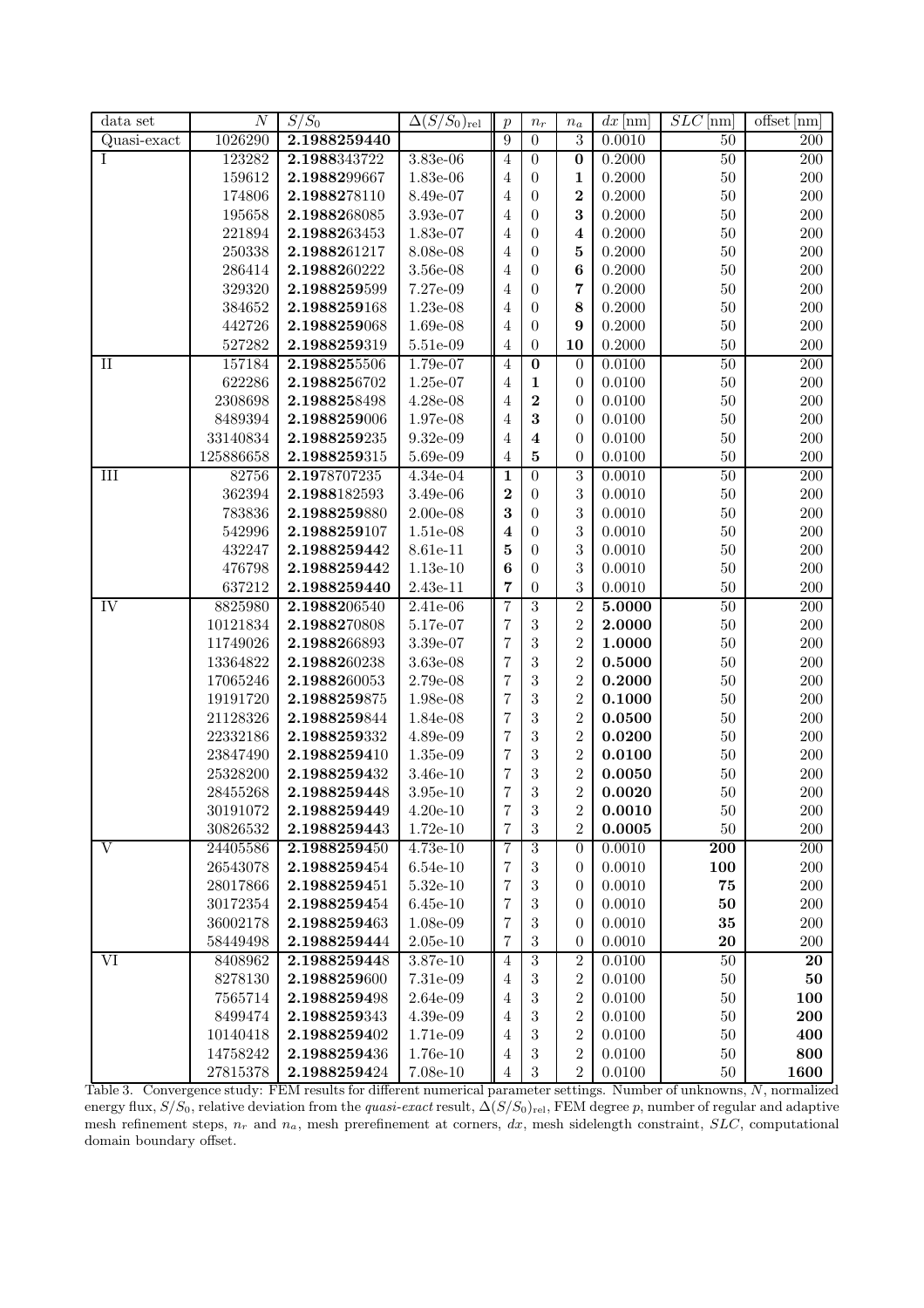| data set | $N$ | $S/S_0$ | $\Delta(S/S_0)_{\rm rel}$ | $p$ | $n_r$ | $n_a$ | $dx$ [nm] | $SLC$ [nm] | offset [nm] |
|---|---|---|---|---|---|---|---|---|---|
| Quasi-exact | 1026290 | **2.1988259440** | | 9 | 0 | 3 | 0.0010 | 50 | 200 |
| I | 123282 | **2.1988**343722 | 3.83e-06 | 4 | 0 | **0** | 0.2000 | 50 | 200 |
| | 159612 | **2.1988**299667 | 1.83e-06 | 4 | 0 | **1** | 0.2000 | 50 | 200 |
| | 174806 | **2.19882**78110 | 8.49e-07 | 4 | 0 | **2** | 0.2000 | 50 | 200 |
| | 195658 | **2.19882**68085 | 3.93e-07 | 4 | 0 | **3** | 0.2000 | 50 | 200 |
| | 221894 | **2.19882**63453 | 1.83e-07 | 4 | 0 | **4** | 0.2000 | 50 | 200 |
| | 250338 | **2.19882**61217 | 8.08e-08 | 4 | 0 | **5** | 0.2000 | 50 | 200 |
| | 286414 | **2.19882**60222 | 3.56e-08 | 4 | 0 | **6** | 0.2000 | 50 | 200 |
| | 329320 | **2.198825959**9 | 7.27e-09 | 4 | 0 | **7** | 0.2000 | 50 | 200 |
| | 384652 | **2.19882591**68 | 1.23e-08 | 4 | 0 | **8** | 0.2000 | 50 | 200 |
| | 442726 | **2.198825906**8 | 1.69e-08 | 4 | 0 | **9** | 0.2000 | 50 | 200 |
| | 527282 | **2.19882593**19 | 5.51e-09 | 4 | 0 | **10** | 0.2000 | 50 | 200 |
| II | 157184 | **2.198825**5506 | 1.79e-07 | 4 | **0** | 0 | 0.0100 | 50 | 200 |
| | 622286 | **2.198825**6702 | 1.25e-07 | 4 | **1** | 0 | 0.0100 | 50 | 200 |
| | 2308698 | **2.198825**8498 | 4.28e-08 | 4 | **2** | 0 | 0.0100 | 50 | 200 |
| | 8489394 | **2.1988259**006 | 1.97e-08 | 4 | **3** | 0 | 0.0100 | 50 | 200 |
| | 33140834 | **2.1988259**235 | 9.32e-09 | 4 | **4** | 0 | 0.0100 | 50 | 200 |
| | 125886658 | **2.1988259**315 | 5.69e-09 | 4 | **5** | 0 | 0.0100 | 50 | 200 |
| III | 82756 | **2.19**78707235 | 4.34e-04 | **1** | 0 | 3 | 0.0010 | 50 | 200 |
| | 362394 | **2.1988**182593 | 3.49e-06 | **2** | 0 | 3 | 0.0010 | 50 | 200 |
| | 783836 | **2.1988259**880 | 2.00e-08 | **3** | 0 | 3 | 0.0010 | 50 | 200 |
| | 542996 | **2.1988259**107 | 1.51e-08 | **4** | 0 | 3 | 0.0010 | 50 | 200 |
| | 432247 | **2.198825944**2 | 8.61e-11 | **5** | 0 | 3 | 0.0010 | 50 | 200 |
| | 476798 | **2.198825944**2 | 1.13e-10 | **6** | 0 | 3 | 0.0010 | 50 | 200 |
| | 637212 | **2.1988259440** | 2.43e-11 | **7** | 0 | 3 | 0.0010 | 50 | 200 |
| IV | 8825980 | **2.1988**206540 | 2.41e-06 | 7 | 3 | 2 | **5.0000** | 50 | 200 |
| | 10121834 | **2.1988**270808 | 5.17e-07 | 7 | 3 | 2 | **2.0000** | 50 | 200 |
| | 11749026 | **2.1988**266893 | 3.39e-07 | 7 | 3 | 2 | **1.0000** | 50 | 200 |
| | 13364822 | **2.19882**60238 | 3.63e-08 | 7 | 3 | 2 | **0.5000** | 50 | 200 |
| | 17065246 | **2.19882**60053 | 2.79e-08 | 7 | 3 | 2 | **0.2000** | 50 | 200 |
| | 19191720 | **2.1988259**875 | 1.98e-08 | 7 | 3 | 2 | **0.1000** | 50 | 200 |
| | 21128326 | **2.1988259**844 | 1.84e-08 | 7 | 3 | 2 | **0.0500** | 50 | 200 |
| | 22332186 | **2.1988259**332 | 4.89e-09 | 7 | 3 | 2 | **0.0200** | 50 | 200 |
| | 23847490 | **2.19882594**10 | 1.35e-09 | 7 | 3 | 2 | **0.0100** | 50 | 200 |
| | 25328200 | **2.19882594**32 | 3.46e-10 | 7 | 3 | 2 | **0.0050** | 50 | 200 |
| | 28455268 | **2.198825944**8 | 3.95e-10 | 7 | 3 | 2 | **0.0020** | 50 | 200 |
| | 30191072 | **2.198825944**9 | 4.20e-10 | 7 | 3 | 2 | **0.0010** | 50 | 200 |
| | 30826532 | **2.198825944**3 | 1.72e-10 | 7 | 3 | 2 | **0.0005** | 50 | 200 |
| V | 24405586 | **2.19882594**50 | 4.73e-10 | 7 | 3 | 0 | 0.0010 | **200** | 200 |
| | 26543078 | **2.19882594**54 | 6.54e-10 | 7 | 3 | 0 | 0.0010 | **100** | 200 |
| | 28017866 | **2.19882594**51 | 5.32e-10 | 7 | 3 | 0 | 0.0010 | **75** | 200 |
| | 30172354 | **2.19882594**54 | 6.45e-10 | 7 | 3 | 0 | 0.0010 | **50** | 200 |
| | 36002178 | **2.19882594**63 | 1.08e-09 | 7 | 3 | 0 | 0.0010 | **35** | 200 |
| | 58449498 | **2.198825944**4 | 2.05e-10 | 7 | 3 | 0 | 0.0010 | **20** | 200 |
| VI | 8408962 | **2.198825944**8 | 3.87e-10 | 4 | 3 | 2 | 0.0100 | 50 | **20** |
| | 8278130 | **2.1988259**600 | 7.31e-09 | 4 | 3 | 2 | 0.0100 | 50 | **50** |
| | 7565714 | **2.19882594**98 | 2.64e-09 | 4 | 3 | 2 | 0.0100 | 50 | **100** |
| | 8499474 | **2.1988259**343 | 4.39e-09 | 4 | 3 | 2 | 0.0100 | 50 | **200** |
| | 10140418 | **2.19882594**02 | 1.71e-09 | 4 | 3 | 2 | 0.0100 | 50 | **400** |
| | 14758242 | **2.19882594**36 | 1.76e-10 | 4 | 3 | 2 | 0.0100 | 50 | **800** |
| | 27815378 | **2.19882594**24 | 7.08e-10 | 4 | 3 | 2 | 0.0100 | 50 | **1600** |

Table 3. Convergence study: FEM results for different numerical parameter settings. Number of unknowns, $N$, normalized energy flux, $S/S_0$, relative deviation from the *quasi-exact* result, $\Delta(S/S_0)_{\rm rel}$, FEM degree $p$, number of regular and adaptive mesh refinement steps, $n_r$ and $n_a$, mesh prerefinement at corners, $dx$, mesh sidelength constraint, $SLC$, computational domain boundary offset.